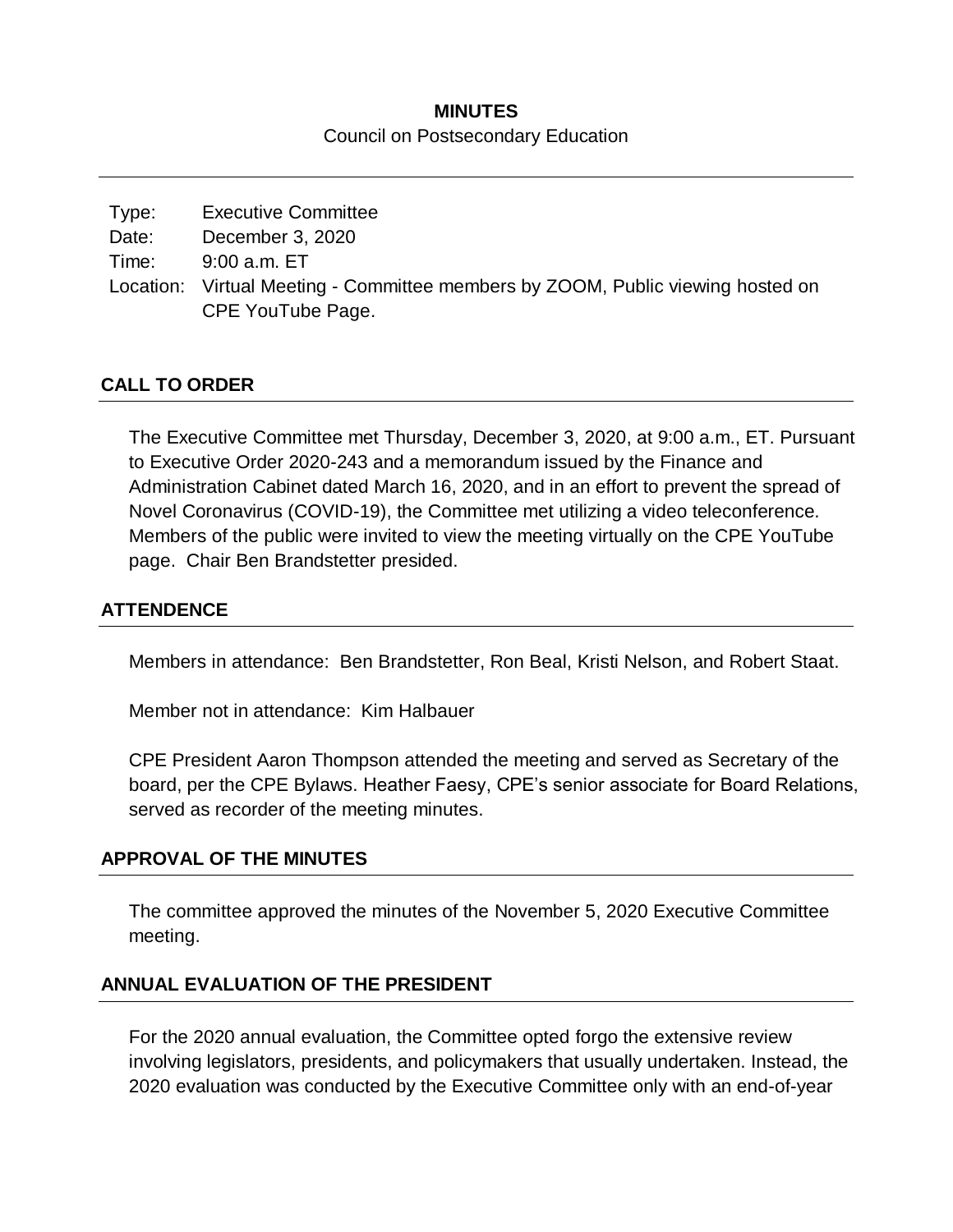**MINUTES**

Council on Postsecondary Education

---

Type: Executive Committee
Date: December 3, 2020
Time: 9:00 a.m. ET
Location: Virtual Meeting - Committee members by ZOOM, Public viewing hosted on CPE YouTube Page.

## CALL TO ORDER

The Executive Committee met Thursday, December 3, 2020, at 9:00 a.m., ET. Pursuant to Executive Order 2020-243 and a memorandum issued by the Finance and Administration Cabinet dated March 16, 2020, and in an effort to prevent the spread of Novel Coronavirus (COVID-19), the Committee met utilizing a video teleconference. Members of the public were invited to view the meeting virtually on the CPE YouTube page. Chair Ben Brandstetter presided.

## ATTENDENCE

Members in attendance: Ben Brandstetter, Ron Beal, Kristi Nelson, and Robert Staat.

Member not in attendance: Kim Halbauer

CPE President Aaron Thompson attended the meeting and served as Secretary of the board, per the CPE Bylaws. Heather Faesy, CPE's senior associate for Board Relations, served as recorder of the meeting minutes.

## APPROVAL OF THE MINUTES

The committee approved the minutes of the November 5, 2020 Executive Committee meeting.

## ANNUAL EVALUATION OF THE PRESIDENT

For the 2020 annual evaluation, the Committee opted forgo the extensive review involving legislators, presidents, and policymakers that usually undertaken. Instead, the 2020 evaluation was conducted by the Executive Committee only with an end-of-year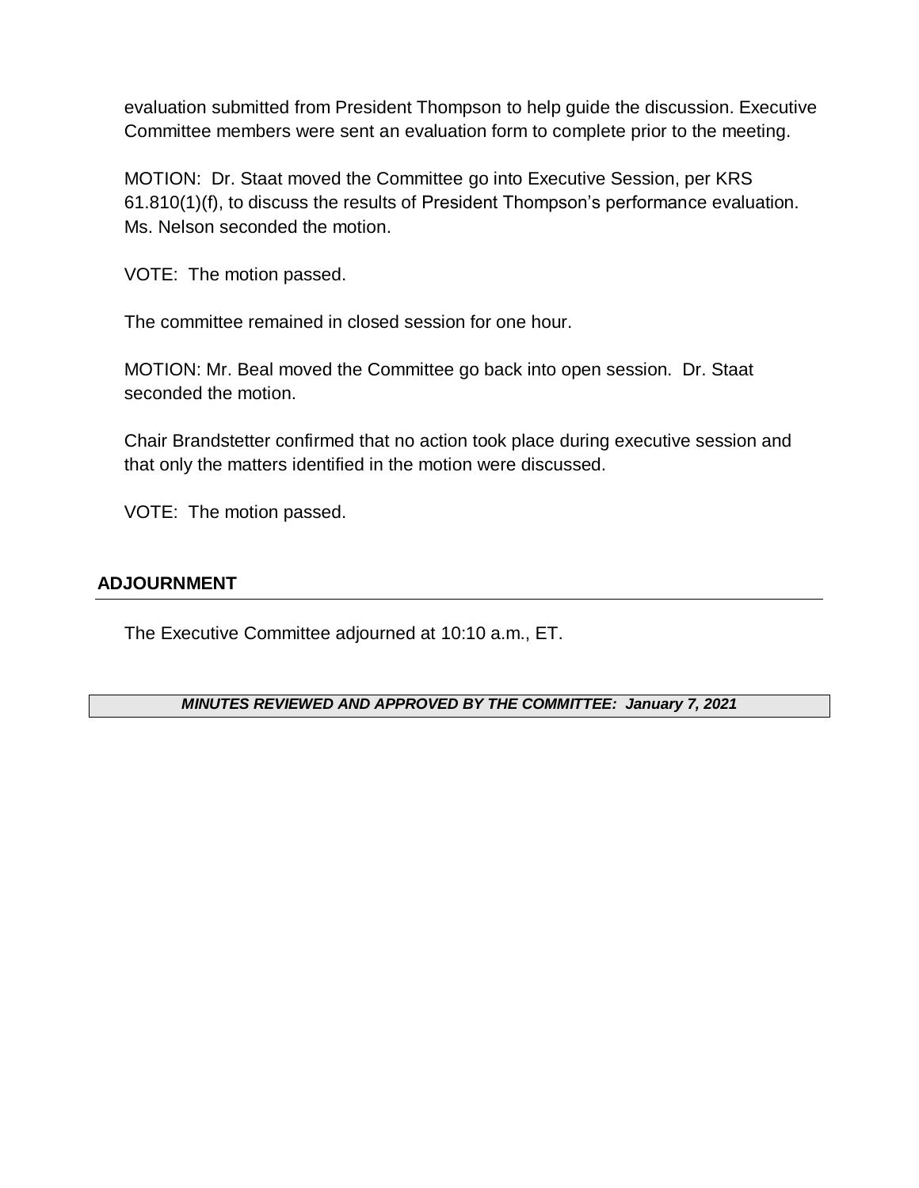evaluation submitted from President Thompson to help guide the discussion. Executive Committee members were sent an evaluation form to complete prior to the meeting.

MOTION: Dr. Staat moved the Committee go into Executive Session, per KRS 61.810(1)(f), to discuss the results of President Thompson's performance evaluation. Ms. Nelson seconded the motion.

VOTE: The motion passed.

The committee remained in closed session for one hour.

MOTION: Mr. Beal moved the Committee go back into open session. Dr. Staat seconded the motion.

Chair Brandstetter confirmed that no action took place during executive session and that only the matters identified in the motion were discussed.

VOTE: The motion passed.

## ADJOURNMENT

The Executive Committee adjourned at 10:10 a.m., ET.

***MINUTES REVIEWED AND APPROVED BY THE COMMITTEE: January 7, 2021***